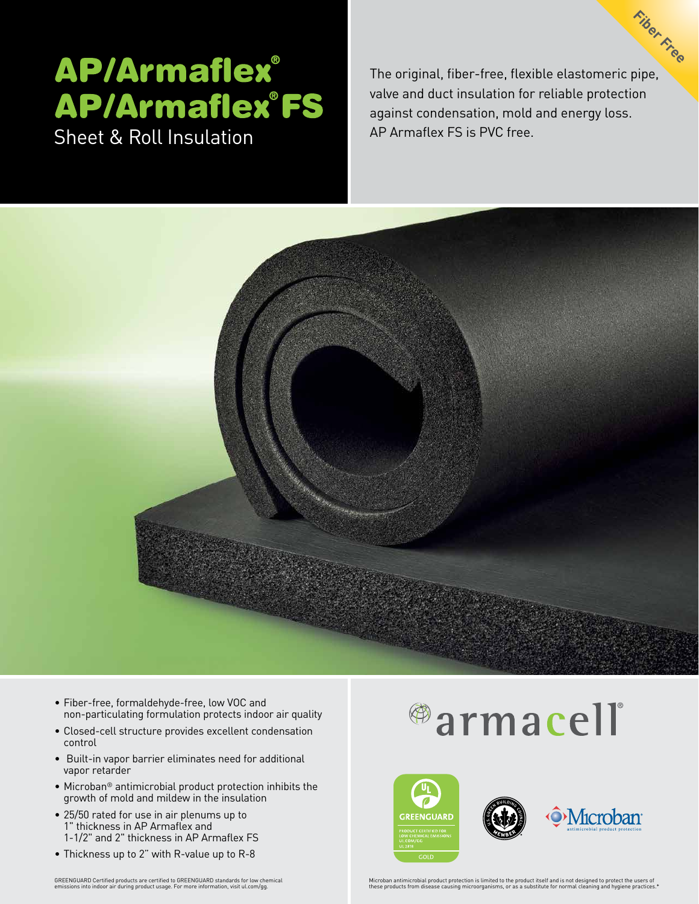# AP/Armaflex®
# AP/Armaflex® FS

## Sheet & Roll Insulation

Fiber Free

The original, fiber-free, flexible elastomeric pipe, valve and duct insulation for reliable protection against condensation, mold and energy loss. AP Armaflex FS is PVC free.

- Fiber-free, formaldehyde-free, low VOC and non-particulating formulation protects indoor air quality
- Closed-cell structure provides excellent condensation control
- Built-in vapor barrier eliminates need for additional vapor retarder
- Microban® antimicrobial product protection inhibits the growth of mold and mildew in the insulation
- 25/50 rated for use in air plenums up to 1" thickness in AP Armaflex and 1-1/2" and 2" thickness in AP Armaflex FS
- Thickness up to 2" with R-value up to R-8

armacell®

GREENGUARD PRODUCT CERTIFIED FOR LOW CHEMICAL EMISSIONS UL.COM/GG UL 2818 GOLD

U.S. GREEN BUILDING COUNCIL MEMBER

Microban® antimicrobial product protection

GREENGUARD Certified products are certified to GREENGUARD standards for low chemical emissions into indoor air during product usage. For more information, visit ul.com/gg.

Microban antimicrobial product protection is limited to the product itself and is not designed to protect the users of these products from disease causing microorganisms, or as a substitute for normal cleaning and hygiene practices.*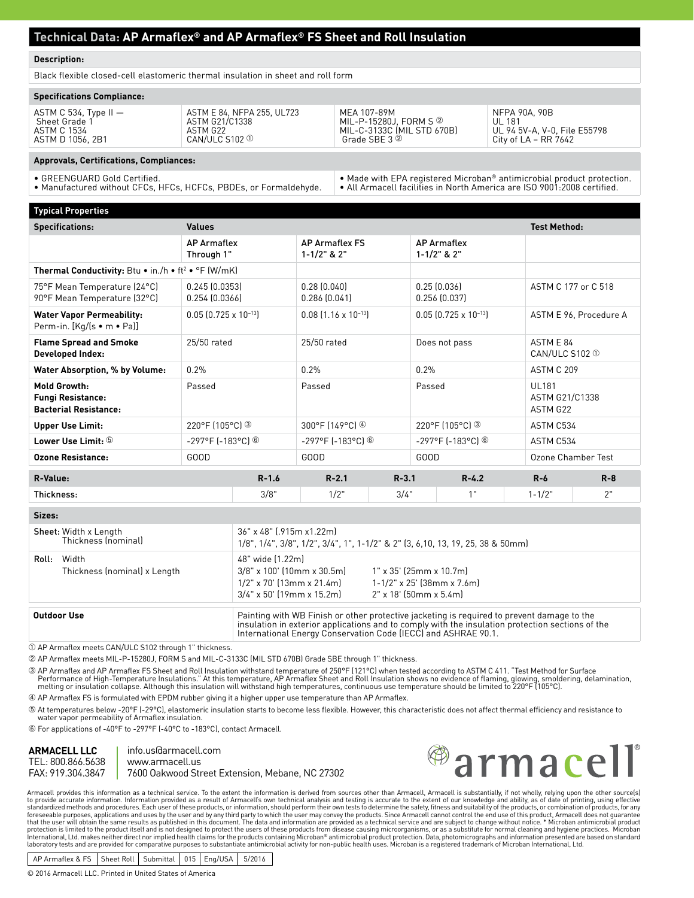## Technical Data: AP Armaflex® and AP Armaflex® FS Sheet and Roll Insulation

**Description:**

Black flexible closed-cell elastomeric thermal insulation in sheet and roll form

**Specifications Compliance:**

| | | | |
|---|---|---|---|
| ASTM C 534, Type II — Sheet Grade 1<br>ASTM C 1534<br>ASTM D 1056, 2B1 | ASTM E 84, NFPA 255, UL723<br>ASTM G21/C1338<br>ASTM G22<br>CAN/ULC S102 ① | MEA 107-89M<br>MIL-P-15280J, FORM S ②<br>MIL-C-3133C (MIL STD 670B) Grade SBE 3 ② | NFPA 90A, 90B<br>UL 181<br>UL 94 5V-A, V-0, File E55798<br>City of LA – RR 7642 |

**Approvals, Certifications, Compliances:**

- GREENGUARD Gold Certified.
- Manufactured without CFCs, HFCs, HCFCs, PBDEs, or Formaldehyde.
- Made with EPA registered Microban® antimicrobial product protection.
- All Armacell facilities in North America are ISO 9001:2008 certified.

### Typical Properties

| Specifications: | Values | | | Test Method: |
|---|---|---|---|---|
| | AP Armaflex Through 1" | AP Armaflex FS 1-1/2" & 2" | AP Armaflex 1-1/2" & 2" | |
| **Thermal Conductivity:** Btu • in./h • ft² • °F (W/mK) | | | | |
| 75°F Mean Temperature (24°C)<br>90°F Mean Temperature (32°C) | 0.245 (0.0353)<br>0.254 (0.0366) | 0.28 (0.040)<br>0.286 (0.041) | 0.25 (0.036)<br>0.256 (0.037) | ASTM C 177 or C 518 |
| **Water Vapor Permeability:** Perm-in. [Kg/(s • m • Pa)] | 0.05 ($0.725 \times 10^{-13}$) | 0.08 ($1.16 \times 10^{-13}$) | 0.05 ($0.725 \times 10^{-13}$) | ASTM E 96, Procedure A |
| **Flame Spread and Smoke Developed Index:** | 25/50 rated | 25/50 rated | Does not pass | ASTM E 84<br>CAN/ULC S102 ① |
| **Water Absorption, % by Volume:** | 0.2% | 0.2% | 0.2% | ASTM C 209 |
| **Mold Growth:**<br>**Fungi Resistance:**<br>**Bacterial Resistance:** | Passed | Passed | Passed | UL181<br>ASTM G21/C1338<br>ASTM G22 |
| **Upper Use Limit:** | 220°F (105°C) ③ | 300°F (149°C) ④ | 220°F (105°C) ③ | ASTM C534 |
| **Lower Use Limit:** ⑤ | -297°F (-183°C) ⑥ | -297°F (-183°C) ⑥ | -297°F (-183°C) ⑥ | ASTM C534 |
| **Ozone Resistance:** | GOOD | GOOD | GOOD | Ozone Chamber Test |

| R-Value: | R-1.6 | R-2.1 | R-3.1 | R-4.2 | R-6 | R-8 |
|---|---|---|---|---|---|---|
| Thickness: | 3/8" | 1/2" | 3/4" | 1" | 1-1/2" | 2" |

**Sizes:**

| | |
|---|---|
| **Sheet:** Width x Length<br>Thickness (nominal) | 36" x 48" (.915m x1.22m)<br>1/8", 1/4", 3/8", 1/2", 3/4", 1", 1-1/2" & 2" (3, 6,10, 13, 19, 25, 38 & 50mm) |
| **Roll:** Width<br>Thickness (nominal) x Length | 48" wide (1.22m)<br>3/8" x 100' (10mm x 30.5m) 1" x 35' (25mm x 10.7m)<br>1/2" x 70' (13mm x 21.4m) 1-1/2" x 25' (38mm x 7.6m)<br>3/4" x 50' (19mm x 15.2m) 2" x 18' (50mm x 5.4m) |
| **Outdoor Use** | Painting with WB Finish or other protective jacketing is required to prevent damage to the insulation in exterior applications and to comply with the insulation protection sections of the International Energy Conservation Code (IECC) and ASHRAE 90.1. |

① AP Armaflex meets CAN/ULC S102 through 1" thickness.

② AP Armaflex meets MIL-P-15280J, FORM S and MIL-C-3133C (MIL STD 670B) Grade SBE through 1" thickness.

③ AP Armaflex and AP Armaflex FS Sheet and Roll Insulation withstand temperature of 250°F (121°C) when tested according to ASTM C 411. "Test Method for Surface Performance of High-Temperature Insulations." At this temperature, AP Armaflex Sheet and Roll Insulation shows no evidence of flaming, glowing, smoldering, delamination, melting or insulation collapse. Although this insulation will withstand high temperatures, continuous use temperature should be limited to 220°F (105°C).

④ AP Armaflex FS is formulated with EPDM rubber giving it a higher upper use temperature than AP Armaflex.

⑤ At temperatures below -20°F (-29°C), elastomeric insulation starts to become less flexible. However, this characteristic does not affect thermal efficiency and resistance to water vapor permeability of Armaflex insulation.

⑥ For applications of -40°F to -297°F (-40°C to -183°C), contact Armacell.

**ARMACELL LLC**
TEL: 800.866.5638
FAX: 919.304.3847

info.us@armacell.com
www.armacell.us
7600 Oakwood Street Extension, Mebane, NC 27302

armacell®

Armacell provides this information as a technical service. To the extent the information is derived from sources other than Armacell, Armacell is substantially, if not wholly, relying upon the other source(s) to provide accurate information. Information provided as a result of Armacell's own technical analysis and testing is accurate to the extent of our knowledge and ability, as of date of printing, using effective standardized methods and procedures. Each user of these products, or information, should perform their own tests to determine the safety, fitness and suitability of the products, or combination of products, for any foreseeable purposes, applications and uses by the user and by any third party to which the user may convey the products. Since Armacell cannot control the end use of this product, Armacell does not guarantee that the user will obtain the same results as published in this document. The data and information are provided as a technical service and are subject to change without notice. * Microban antimicrobial product protection is limited to the product itself and is not designed to protect the users of these products from disease causing microorganisms, or as a substitute for normal cleaning and hygiene practices. Microban International, Ltd. makes neither direct nor implied health claims for the products containing Microban® antimicrobial product protection. Data, photomicrographs and information presented are based on standard laboratory tests and are provided for comparative purposes to substantiate antimicrobial activity for non-public health uses. Microban is a registered trademark of Microban International, Ltd.

| | | | | | |
|---|---|---|---|---|---|
| AP Armaflex & FS | Sheet Roll | Submittal | 015 | Eng/USA | 5/2016 |

© 2016 Armacell LLC. Printed in United States of America